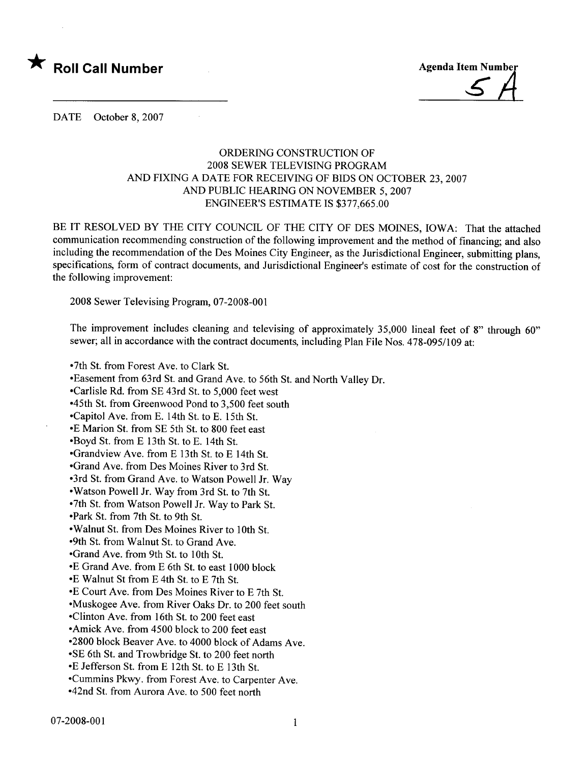★ **Roll Call Number**

Agenda Item Number
5A

DATE October 8, 2007

ORDERING CONSTRUCTION OF
2008 SEWER TELEVISING PROGRAM
AND FIXING A DATE FOR RECEIVING OF BIDS ON OCTOBER 23, 2007
AND PUBLIC HEARING ON NOVEMBER 5, 2007
ENGINEER'S ESTIMATE IS $377,665.00

BE IT RESOLVED BY THE CITY COUNCIL OF THE CITY OF DES MOINES, IOWA: That the attached communication recommending construction of the following improvement and the method of financing; and also including the recommendation of the Des Moines City Engineer, as the Jurisdictional Engineer, submitting plans, specifications, form of contract documents, and Jurisdictional Engineer's estimate of cost for the construction of the following improvement:

2008 Sewer Televising Program, 07-2008-001

The improvement includes cleaning and televising of approximately 35,000 lineal feet of 8" through 60" sewer; all in accordance with the contract documents, including Plan File Nos. 478-095/109 at:

- 7th St. from Forest Ave. to Clark St.
- Easement from 63rd St. and Grand Ave. to 56th St. and North Valley Dr.
- Carlisle Rd. from SE 43rd St. to 5,000 feet west
- 45th St. from Greenwood Pond to 3,500 feet south
- Capitol Ave. from E. 14th St. to E. 15th St.
- E Marion St. from SE 5th St. to 800 feet east
- Boyd St. from E 13th St. to E. 14th St.
- Grandview Ave. from E 13th St. to E 14th St.
- Grand Ave. from Des Moines River to 3rd St.
- 3rd St. from Grand Ave. to Watson Powell Jr. Way
- Watson Powell Jr. Way from 3rd St. to 7th St.
- 7th St. from Watson Powell Jr. Way to Park St.
- Park St. from 7th St. to 9th St.
- Walnut St. from Des Moines River to 10th St.
- 9th St. from Walnut St. to Grand Ave.
- Grand Ave. from 9th St. to 10th St.
- E Grand Ave. from E 6th St. to east 1000 block
- E Walnut St from E 4th St. to E 7th St.
- E Court Ave. from Des Moines River to E 7th St.
- Muskogee Ave. from River Oaks Dr. to 200 feet south
- Clinton Ave. from 16th St. to 200 feet east
- Amick Ave. from 4500 block to 200 feet east
- 2800 block Beaver Ave. to 4000 block of Adams Ave.
- SE 6th St. and Trowbridge St. to 200 feet north
- E Jefferson St. from E 12th St. to E 13th St.
- Cummins Pkwy. from Forest Ave. to Carpenter Ave.
- 42nd St. from Aurora Ave. to 500 feet north

07-2008-001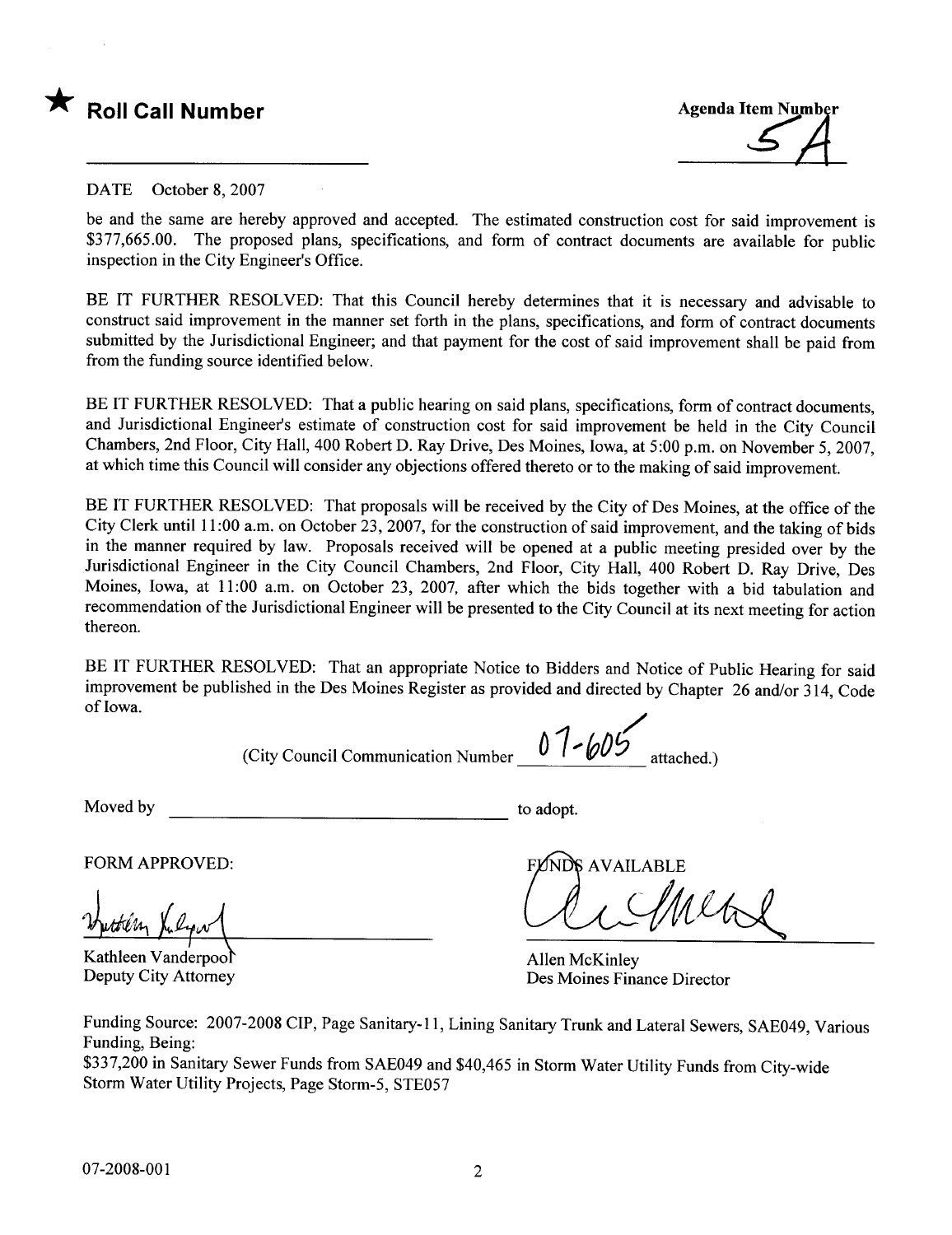★ **Roll Call Number**

Agenda Item Number
5A

DATE October 8, 2007

be and the same are hereby approved and accepted. The estimated construction cost for said improvement is $377,665.00. The proposed plans, specifications, and form of contract documents are available for public inspection in the City Engineer's Office.

BE IT FURTHER RESOLVED: That this Council hereby determines that it is necessary and advisable to construct said improvement in the manner set forth in the plans, specifications, and form of contract documents submitted by the Jurisdictional Engineer; and that payment for the cost of said improvement shall be paid from from the funding source identified below.

BE IT FURTHER RESOLVED: That a public hearing on said plans, specifications, form of contract documents, and Jurisdictional Engineer's estimate of construction cost for said improvement be held in the City Council Chambers, 2nd Floor, City Hall, 400 Robert D. Ray Drive, Des Moines, Iowa, at 5:00 p.m. on November 5, 2007, at which time this Council will consider any objections offered thereto or to the making of said improvement.

BE IT FURTHER RESOLVED: That proposals will be received by the City of Des Moines, at the office of the City Clerk until 11:00 a.m. on October 23, 2007, for the construction of said improvement, and the taking of bids in the manner required by law. Proposals received will be opened at a public meeting presided over by the Jurisdictional Engineer in the City Council Chambers, 2nd Floor, City Hall, 400 Robert D. Ray Drive, Des Moines, Iowa, at 11:00 a.m. on October 23, 2007, after which the bids together with a bid tabulation and recommendation of the Jurisdictional Engineer will be presented to the City Council at its next meeting for action thereon.

BE IT FURTHER RESOLVED: That an appropriate Notice to Bidders and Notice of Public Hearing for said improvement be published in the Des Moines Register as provided and directed by Chapter 26 and/or 314, Code of Iowa.

(City Council Communication Number 07-605 attached.)

Moved by ______________________________ to adopt.

FORM APPROVED:

Kathleen Vanderpool
Deputy City Attorney

FUNDS AVAILABLE

Allen McKinley
Des Moines Finance Director

Funding Source: 2007-2008 CIP, Page Sanitary-11, Lining Sanitary Trunk and Lateral Sewers, SAE049, Various Funding, Being:
$337,200 in Sanitary Sewer Funds from SAE049 and $40,465 in Storm Water Utility Funds from City-wide Storm Water Utility Projects, Page Storm-5, STE057

07-2008-001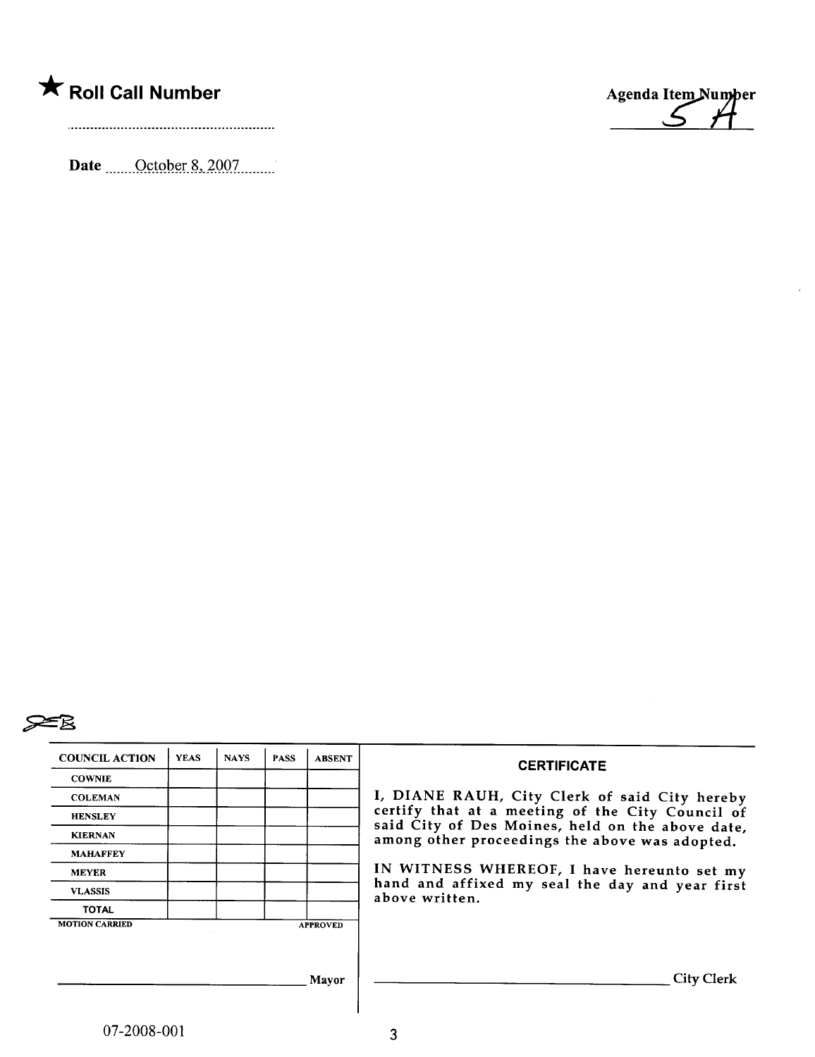★ **Roll Call Number**

..............................................................

**Date** October 8, 2007

**Agenda Item Number**
5 H

JEB

| COUNCIL ACTION | YEAS | NAYS | PASS | ABSENT |
|---|---|---|---|---|
| COWNIE | | | | |
| COLEMAN | | | | |
| HENSLEY | | | | |
| KIERNAN | | | | |
| MAHAFFEY | | | | |
| MEYER | | | | |
| VLASSIS | | | | |
| TOTAL | | | | |

MOTION CARRIED APPROVED

_________________________________ Mayor

**CERTIFICATE**

I, DIANE RAUH, City Clerk of said City hereby certify that at a meeting of the City Council of said City of Des Moines, held on the above date, among other proceedings the above was adopted.

IN WITNESS WHEREOF, I have hereunto set my hand and affixed my seal the day and year first above written.

_________________________________ City Clerk

07-2008-001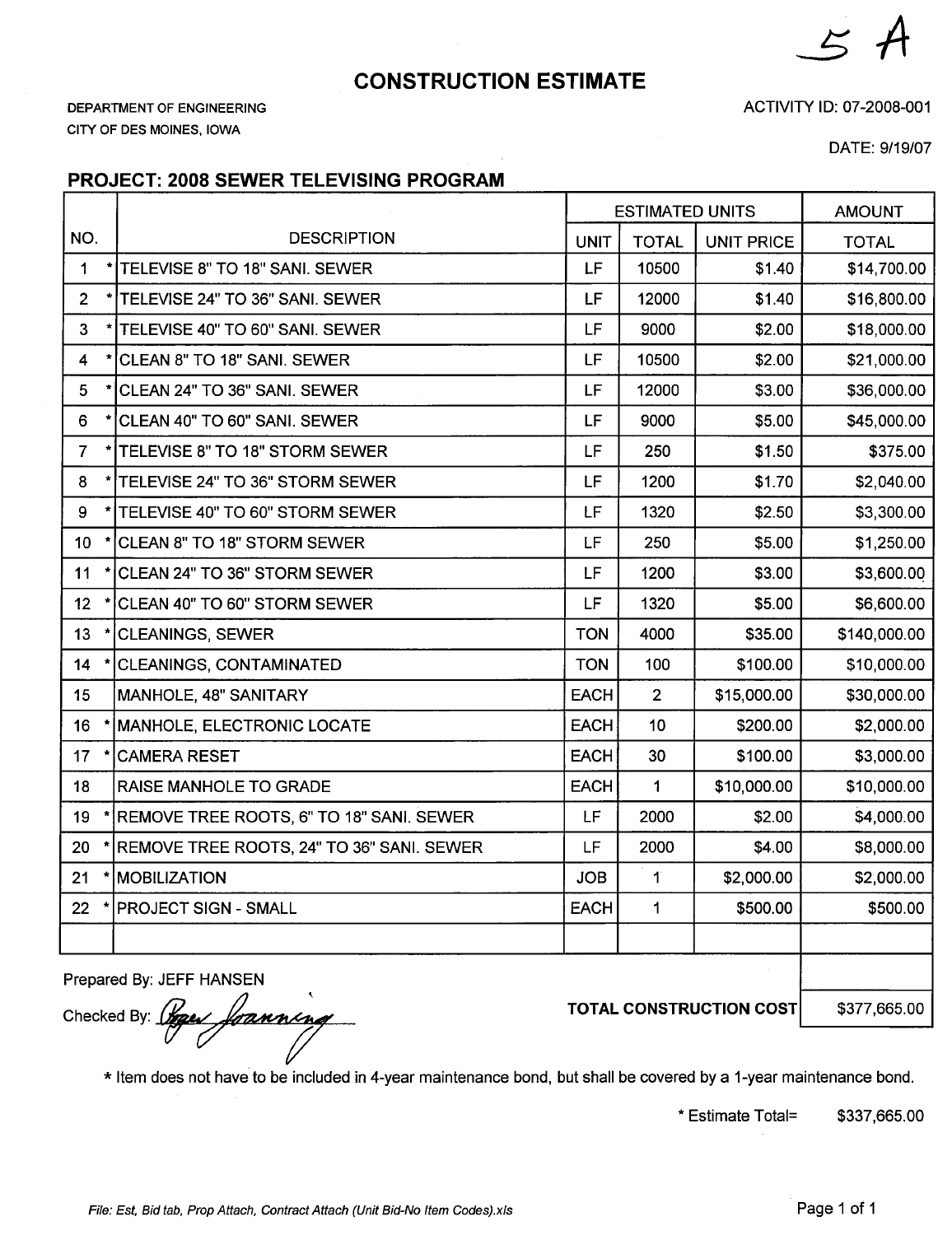5 A

# CONSTRUCTION ESTIMATE

DEPARTMENT OF ENGINEERING
CITY OF DES MOINES, IOWA

ACTIVITY ID: 07-2008-001

DATE: 9/19/07

## PROJECT: 2008 SEWER TELEVISING PROGRAM

| NO. | | DESCRIPTION | ESTIMATED UNITS | | | AMOUNT |
|---|---|---|---|---|---|---|
| | | | UNIT | TOTAL | UNIT PRICE | TOTAL |
| 1 | * | TELEVISE 8" TO 18" SANI. SEWER | LF | 10500 | $1.40 | $14,700.00 |
| 2 | * | TELEVISE 24" TO 36" SANI. SEWER | LF | 12000 | $1.40 | $16,800.00 |
| 3 | * | TELEVISE 40" TO 60" SANI. SEWER | LF | 9000 | $2.00 | $18,000.00 |
| 4 | * | CLEAN 8" TO 18" SANI. SEWER | LF | 10500 | $2.00 | $21,000.00 |
| 5 | * | CLEAN 24" TO 36" SANI. SEWER | LF | 12000 | $3.00 | $36,000.00 |
| 6 | * | CLEAN 40" TO 60" SANI. SEWER | LF | 9000 | $5.00 | $45,000.00 |
| 7 | * | TELEVISE 8" TO 18" STORM SEWER | LF | 250 | $1.50 | $375.00 |
| 8 | * | TELEVISE 24" TO 36" STORM SEWER | LF | 1200 | $1.70 | $2,040.00 |
| 9 | * | TELEVISE 40" TO 60" STORM SEWER | LF | 1320 | $2.50 | $3,300.00 |
| 10 | * | CLEAN 8" TO 18" STORM SEWER | LF | 250 | $5.00 | $1,250.00 |
| 11 | * | CLEAN 24" TO 36" STORM SEWER | LF | 1200 | $3.00 | $3,600.00 |
| 12 | * | CLEAN 40" TO 60" STORM SEWER | LF | 1320 | $5.00 | $6,600.00 |
| 13 | * | CLEANINGS, SEWER | TON | 4000 | $35.00 | $140,000.00 |
| 14 | * | CLEANINGS, CONTAMINATED | TON | 100 | $100.00 | $10,000.00 |
| 15 | | MANHOLE, 48" SANITARY | EACH | 2 | $15,000.00 | $30,000.00 |
| 16 | * | MANHOLE, ELECTRONIC LOCATE | EACH | 10 | $200.00 | $2,000.00 |
| 17 | * | CAMERA RESET | EACH | 30 | $100.00 | $3,000.00 |
| 18 | | RAISE MANHOLE TO GRADE | EACH | 1 | $10,000.00 | $10,000.00 |
| 19 | * | REMOVE TREE ROOTS, 6" TO 18" SANI. SEWER | LF | 2000 | $2.00 | $4,000.00 |
| 20 | * | REMOVE TREE ROOTS, 24" TO 36" SANI. SEWER | LF | 2000 | $4.00 | $8,000.00 |
| 21 | * | MOBILIZATION | JOB | 1 | $2,000.00 | $2,000.00 |
| 22 | * | PROJECT SIGN - SMALL | EACH | 1 | $500.00 | $500.00 |
| | | | | | | |
| | | | | | TOTAL CONSTRUCTION COST | $377,665.00 |

Prepared By: JEFF HANSEN

Checked By: Roger Loanning

* Item does not have to be included in 4-year maintenance bond, but shall be covered by a 1-year maintenance bond.

* Estimate Total= $337,665.00

*File: Est, Bid tab, Prop Attach, Contract Attach (Unit Bid-No Item Codes).xls*